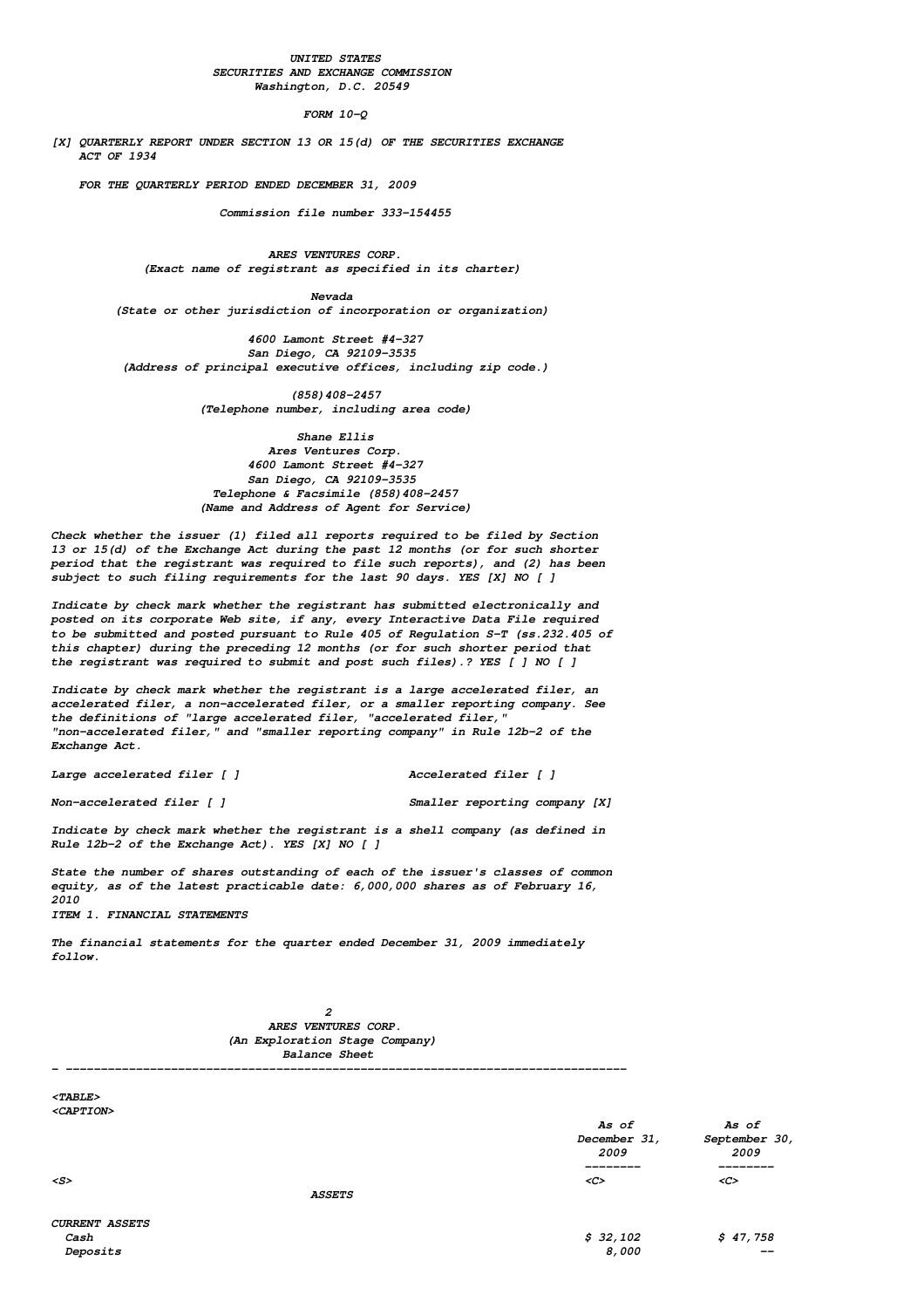UNITED STATES
SECURITIES AND EXCHANGE COMMISSION
Washington, D.C. 20549

FORM 10-Q

[X] QUARTERLY REPORT UNDER SECTION 13 OR 15(d) OF THE SECURITIES EXCHANGE ACT OF 1934

FOR THE QUARTERLY PERIOD ENDED DECEMBER 31, 2009

Commission file number 333-154455

ARES VENTURES CORP.
(Exact name of registrant as specified in its charter)

Nevada
(State or other jurisdiction of incorporation or organization)

4600 Lamont Street #4-327
San Diego, CA 92109-3535
(Address of principal executive offices, including zip code.)

(858)408-2457
(Telephone number, including area code)

Shane Ellis
Ares Ventures Corp.
4600 Lamont Street #4-327
San Diego, CA 92109-3535
Telephone & Facsimile (858)408-2457
(Name and Address of Agent for Service)

Check whether the issuer (1) filed all reports required to be filed by Section 13 or 15(d) of the Exchange Act during the past 12 months (or for such shorter period that the registrant was required to file such reports), and (2) has been subject to such filing requirements for the last 90 days. YES [X] NO [ ]

Indicate by check mark whether the registrant has submitted electronically and posted on its corporate Web site, if any, every Interactive Data File required to be submitted and posted pursuant to Rule 405 of Regulation S-T (ss.232.405 of this chapter) during the preceding 12 months (or for such shorter period that the registrant was required to submit and post such files).? YES [ ] NO [ ]

Indicate by check mark whether the registrant is a large accelerated filer, an accelerated filer, a non-accelerated filer, or a smaller reporting company. See the definitions of "large accelerated filer, "accelerated filer," "non-accelerated filer," and "smaller reporting company" in Rule 12b-2 of the Exchange Act.

Large accelerated filer [ ]                    Accelerated filer [ ]

Non-accelerated filer [ ]                    Smaller reporting company [X]

Indicate by check mark whether the registrant is a shell company (as defined in Rule 12b-2 of the Exchange Act). YES [X] NO [ ]

State the number of shares outstanding of each of the issuer's classes of common equity, as of the latest practicable date: 6,000,000 shares as of February 16, 2010

ITEM 1. FINANCIAL STATEMENTS

The financial statements for the quarter ended December 31, 2009 immediately follow.

ARES VENTURES CORP.
(An Exploration Stage Company)
Balance Sheet

| | As of December 31, 2009 | As of September 30, 2009 |
|---|---|---|
| **ASSETS** | | |
| CURRENT ASSETS | | |
| Cash | $ 32,102 | $ 47,758 |
| Deposits | 8,000 | -- |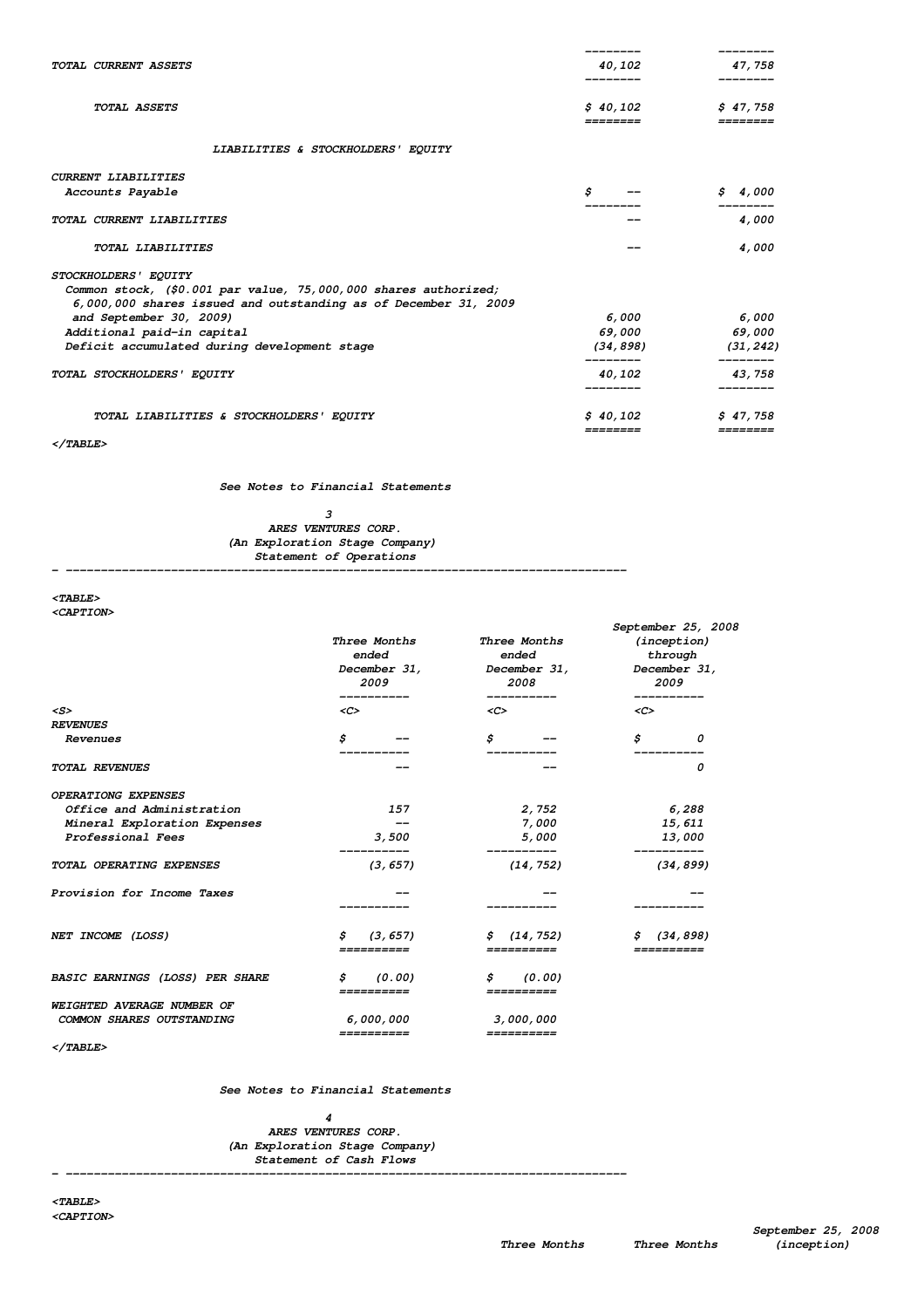| | | |
|---|---|---|
| TOTAL CURRENT ASSETS | 40,102 | 47,758 |
| TOTAL ASSETS | $ 40,102 | $ 47,758 |
| **LIABILITIES & STOCKHOLDERS' EQUITY** | | |
| CURRENT LIABILITIES | | |
| Accounts Payable | $ -- | $ 4,000 |
| TOTAL CURRENT LIABILITIES | -- | 4,000 |
| TOTAL LIABILITIES | -- | 4,000 |
| STOCKHOLDERS' EQUITY | | |
| Common stock, ($0.001 par value, 75,000,000 shares authorized; 6,000,000 shares issued and outstanding as of December 31, 2009 and September 30, 2009) | 6,000 | 6,000 |
| Additional paid-in capital | 69,000 | 69,000 |
| Deficit accumulated during development stage | (34,898) | (31,242) |
| TOTAL STOCKHOLDERS' EQUITY | 40,102 | 43,758 |
| TOTAL LIABILITIES & STOCKHOLDERS' EQUITY | $ 40,102 | $ 47,758 |

See Notes to Financial Statements

ARES VENTURES CORP.
(An Exploration Stage Company)
Statement of Operations

| | Three Months ended December 31, 2009 | Three Months ended December 31, 2008 | September 25, 2008 (inception) through December 31, 2009 |
|---|---|---|---|
| REVENUES | | | |
| Revenues | $ -- | $ -- | $ 0 |
| TOTAL REVENUES | -- | -- | 0 |
| OPERATIONG EXPENSES | | | |
| Office and Administration | 157 | 2,752 | 6,288 |
| Mineral Exploration Expenses | -- | 7,000 | 15,611 |
| Professional Fees | 3,500 | 5,000 | 13,000 |
| TOTAL OPERATING EXPENSES | (3,657) | (14,752) | (34,899) |
| Provision for Income Taxes | -- | -- | -- |
| NET INCOME (LOSS) | $ (3,657) | $ (14,752) | $ (34,898) |
| BASIC EARNINGS (LOSS) PER SHARE | $ (0.00) | $ (0.00) | |
| WEIGHTED AVERAGE NUMBER OF COMMON SHARES OUTSTANDING | 6,000,000 | 3,000,000 | |

See Notes to Financial Statements

ARES VENTURES CORP.
(An Exploration Stage Company)
Statement of Cash Flows

| | Three Months | Three Months | September 25, 2008 (inception) |
|---|---|---|---|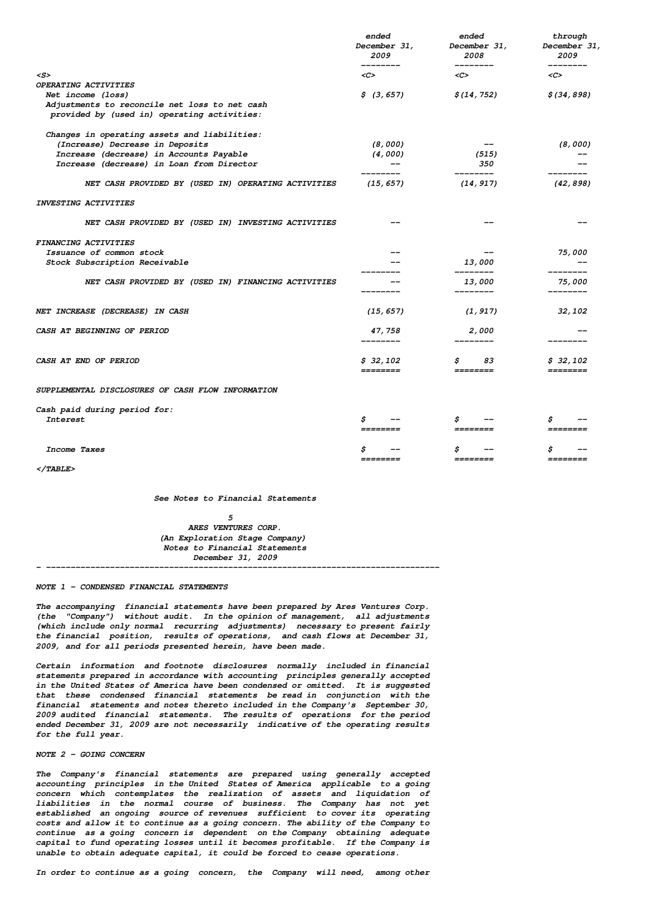| | ended December 31, 2009 | ended December 31, 2008 | through December 31, 2009 |
|---|---|---|---|
| OPERATING ACTIVITIES | | | |
| Net income (loss) | $ (3,657) | $(14,752) | $(34,898) |
| Adjustments to reconcile net loss to net cash provided by (used in) operating activities: | | | |
| Changes in operating assets and liabilities: | | | |
| (Increase) Decrease in Deposits | (8,000) | -- | (8,000) |
| Increase (decrease) in Accounts Payable | (4,000) | (515) | -- |
| Increase (decrease) in Loan from Director | -- | 350 | -- |
| NET CASH PROVIDED BY (USED IN) OPERATING ACTIVITIES | (15,657) | (14,917) | (42,898) |
| INVESTING ACTIVITIES | | | |
| NET CASH PROVIDED BY (USED IN) INVESTING ACTIVITIES | -- | -- | -- |
| FINANCING ACTIVITIES | | | |
| Issuance of common stock | -- | -- | 75,000 |
| Stock Subscription Receivable | -- | 13,000 | -- |
| NET CASH PROVIDED BY (USED IN) FINANCING ACTIVITIES | -- | 13,000 | 75,000 |
| NET INCREASE (DECREASE) IN CASH | (15,657) | (1,917) | 32,102 |
| CASH AT BEGINNING OF PERIOD | 47,758 | 2,000 | -- |
| CASH AT END OF PERIOD | $ 32,102 | $ 83 | $ 32,102 |
| SUPPLEMENTAL DISCLOSURES OF CASH FLOW INFORMATION | | | |
| Cash paid during period for: | | | |
| Interest | $ -- | $ -- | $ -- |
| Income Taxes | $ -- | $ -- | $ -- |

See Notes to Financial Statements

ARES VENTURES CORP.
(An Exploration Stage Company)
Notes to Financial Statements
December 31, 2009

**NOTE 1 - CONDENSED FINANCIAL STATEMENTS**

The accompanying financial statements have been prepared by Ares Ventures Corp. (the "Company") without audit. In the opinion of management, all adjustments (which include only normal recurring adjustments) necessary to present fairly the financial position, results of operations, and cash flows at December 31, 2009, and for all periods presented herein, have been made.

Certain information and footnote disclosures normally included in financial statements prepared in accordance with accounting principles generally accepted in the United States of America have been condensed or omitted. It is suggested that these condensed financial statements be read in conjunction with the financial statements and notes thereto included in the Company's September 30, 2009 audited financial statements. The results of operations for the period ended December 31, 2009 are not necessarily indicative of the operating results for the full year.

**NOTE 2 - GOING CONCERN**

The Company's financial statements are prepared using generally accepted accounting principles in the United States of America applicable to a going concern which contemplates the realization of assets and liquidation of liabilities in the normal course of business. The Company has not yet established an ongoing source of revenues sufficient to cover its operating costs and allow it to continue as a going concern. The ability of the Company to continue as a going concern is dependent on the Company obtaining adequate capital to fund operating losses until it becomes profitable. If the Company is unable to obtain adequate capital, it could be forced to cease operations.

In order to continue as a going concern, the Company will need, among other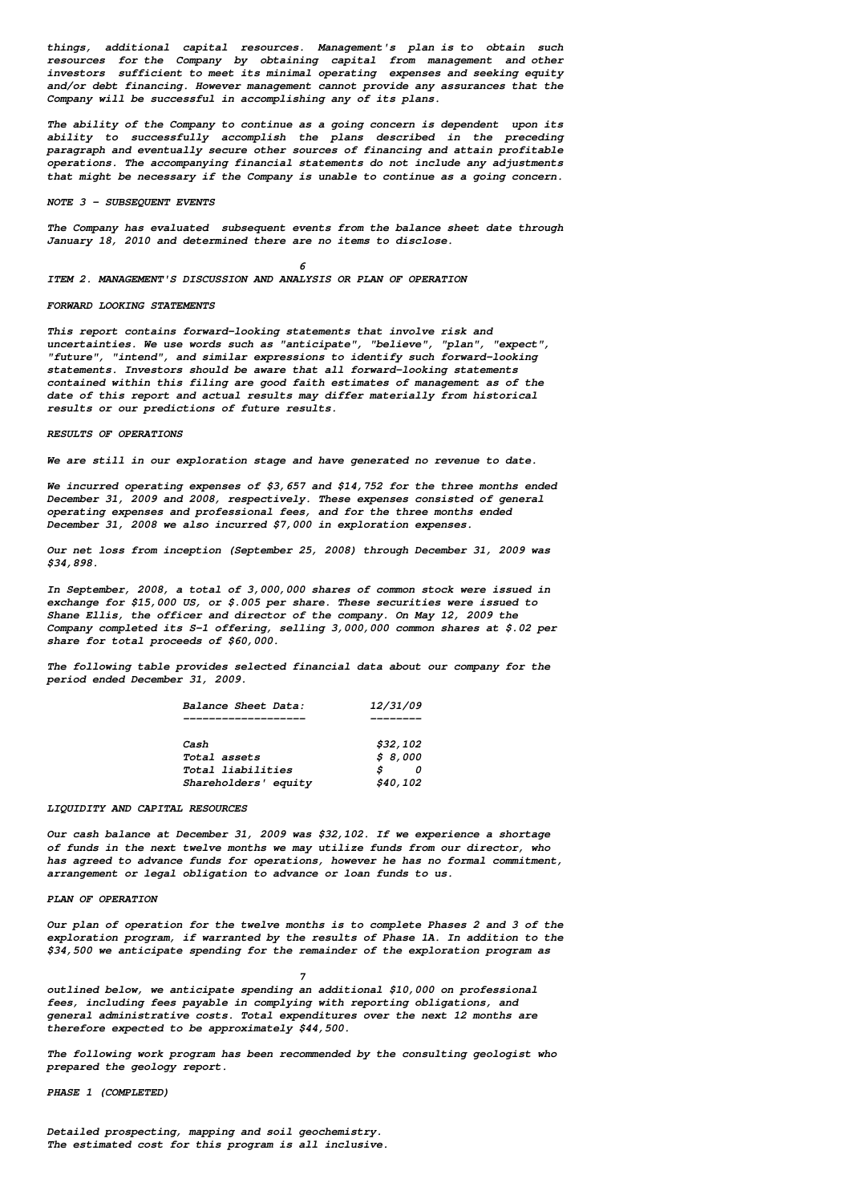things, additional capital resources. Management's plan is to obtain such resources for the Company by obtaining capital from management and other investors sufficient to meet its minimal operating expenses and seeking equity and/or debt financing. However management cannot provide any assurances that the Company will be successful in accomplishing any of its plans.

The ability of the Company to continue as a going concern is dependent upon its ability to successfully accomplish the plans described in the preceding paragraph and eventually secure other sources of financing and attain profitable operations. The accompanying financial statements do not include any adjustments that might be necessary if the Company is unable to continue as a going concern.

NOTE 3 - SUBSEQUENT EVENTS

The Company has evaluated subsequent events from the balance sheet date through January 18, 2010 and determined there are no items to disclose.

## ITEM 2. MANAGEMENT'S DISCUSSION AND ANALYSIS OR PLAN OF OPERATION

### FORWARD LOOKING STATEMENTS

This report contains forward-looking statements that involve risk and uncertainties. We use words such as "anticipate", "believe", "plan", "expect", "future", "intend", and similar expressions to identify such forward-looking statements. Investors should be aware that all forward-looking statements contained within this filing are good faith estimates of management as of the date of this report and actual results may differ materially from historical results or our predictions of future results.

### RESULTS OF OPERATIONS

We are still in our exploration stage and have generated no revenue to date.

We incurred operating expenses of $3,657 and $14,752 for the three months ended December 31, 2009 and 2008, respectively. These expenses consisted of general operating expenses and professional fees, and for the three months ended December 31, 2008 we also incurred $7,000 in exploration expenses.

Our net loss from inception (September 25, 2008) through December 31, 2009 was $34,898.

In September, 2008, a total of 3,000,000 shares of common stock were issued in exchange for $15,000 US, or $.005 per share. These securities were issued to Shane Ellis, the officer and director of the company. On May 12, 2009 the Company completed its S-1 offering, selling 3,000,000 common shares at $.02 per share for total proceeds of $60,000.

The following table provides selected financial data about our company for the period ended December 31, 2009.

| Balance Sheet Data: | 12/31/09 |
|---|---|
| Cash | $32,102 |
| Total assets | $ 8,000 |
| Total liabilities | $ 0 |
| Shareholders' equity | $40,102 |

### LIQUIDITY AND CAPITAL RESOURCES

Our cash balance at December 31, 2009 was $32,102. If we experience a shortage of funds in the next twelve months we may utilize funds from our director, who has agreed to advance funds for operations, however he has no formal commitment, arrangement or legal obligation to advance or loan funds to us.

### PLAN OF OPERATION

Our plan of operation for the twelve months is to complete Phases 2 and 3 of the exploration program, if warranted by the results of Phase 1A. In addition to the $34,500 we anticipate spending for the remainder of the exploration program as outlined below, we anticipate spending an additional $10,000 on professional fees, including fees payable in complying with reporting obligations, and general administrative costs. Total expenditures over the next 12 months are therefore expected to be approximately $44,500.

The following work program has been recommended by the consulting geologist who prepared the geology report.

PHASE 1 (COMPLETED)

Detailed prospecting, mapping and soil geochemistry.
The estimated cost for this program is all inclusive.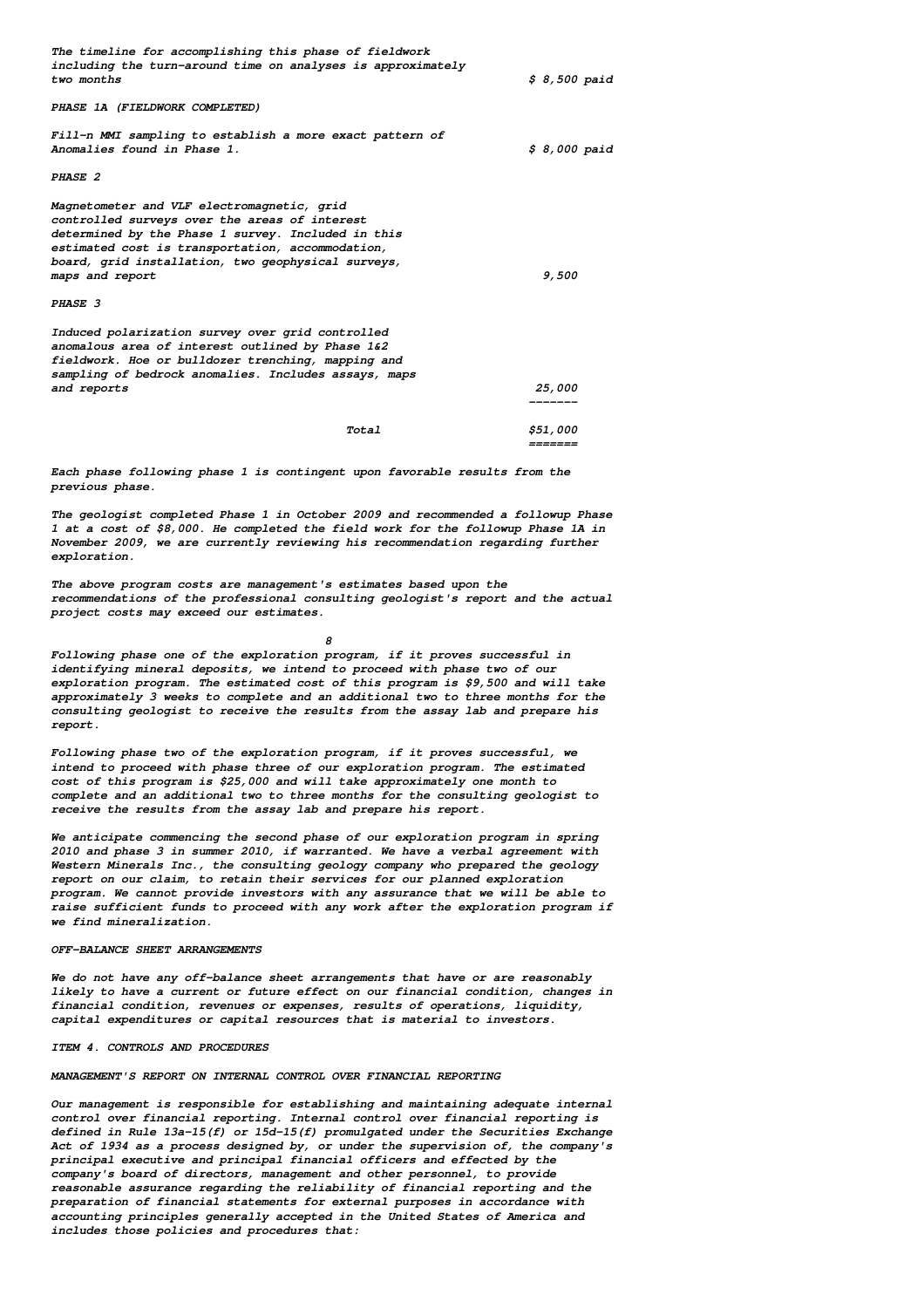| | |
|---|---|
| The timeline for accomplishing this phase of fieldwork including the turn-around time on analyses is approximately two months | $ 8,500 paid |
| **PHASE 1A (FIELDWORK COMPLETED)** | |
| Fill-n MMI sampling to establish a more exact pattern of Anomalies found in Phase 1. | $ 8,000 paid |
| **PHASE 2** | |
| Magnetometer and VLF electromagnetic, grid controlled surveys over the areas of interest determined by the Phase 1 survey. Included in this estimated cost is transportation, accommodation, board, grid installation, two geophysical surveys, maps and report | 9,500 |
| **PHASE 3** | |
| Induced polarization survey over grid controlled anomalous area of interest outlined by Phase 1&2 fieldwork. Hoe or bulldozer trenching, mapping and sampling of bedrock anomalies. Includes assays, maps and reports | 25,000 |
| Total | $51,000 |

Each phase following phase 1 is contingent upon favorable results from the previous phase.

The geologist completed Phase 1 in October 2009 and recommended a followup Phase 1 at a cost of $8,000. He completed the field work for the followup Phase 1A in November 2009, we are currently reviewing his recommendation regarding further exploration.

The above program costs are management's estimates based upon the recommendations of the professional consulting geologist's report and the actual project costs may exceed our estimates.

Following phase one of the exploration program, if it proves successful in identifying mineral deposits, we intend to proceed with phase two of our exploration program. The estimated cost of this program is $9,500 and will take approximately 3 weeks to complete and an additional two to three months for the consulting geologist to receive the results from the assay lab and prepare his report.

Following phase two of the exploration program, if it proves successful, we intend to proceed with phase three of our exploration program. The estimated cost of this program is $25,000 and will take approximately one month to complete and an additional two to three months for the consulting geologist to receive the results from the assay lab and prepare his report.

We anticipate commencing the second phase of our exploration program in spring 2010 and phase 3 in summer 2010, if warranted. We have a verbal agreement with Western Minerals Inc., the consulting geology company who prepared the geology report on our claim, to retain their services for our planned exploration program. We cannot provide investors with any assurance that we will be able to raise sufficient funds to proceed with any work after the exploration program if we find mineralization.

## OFF-BALANCE SHEET ARRANGEMENTS

We do not have any off-balance sheet arrangements that have or are reasonably likely to have a current or future effect on our financial condition, changes in financial condition, revenues or expenses, results of operations, liquidity, capital expenditures or capital resources that is material to investors.

## ITEM 4. CONTROLS AND PROCEDURES

### MANAGEMENT'S REPORT ON INTERNAL CONTROL OVER FINANCIAL REPORTING

Our management is responsible for establishing and maintaining adequate internal control over financial reporting. Internal control over financial reporting is defined in Rule 13a-15(f) or 15d-15(f) promulgated under the Securities Exchange Act of 1934 as a process designed by, or under the supervision of, the company's principal executive and principal financial officers and effected by the company's board of directors, management and other personnel, to provide reasonable assurance regarding the reliability of financial reporting and the preparation of financial statements for external purposes in accordance with accounting principles generally accepted in the United States of America and includes those policies and procedures that: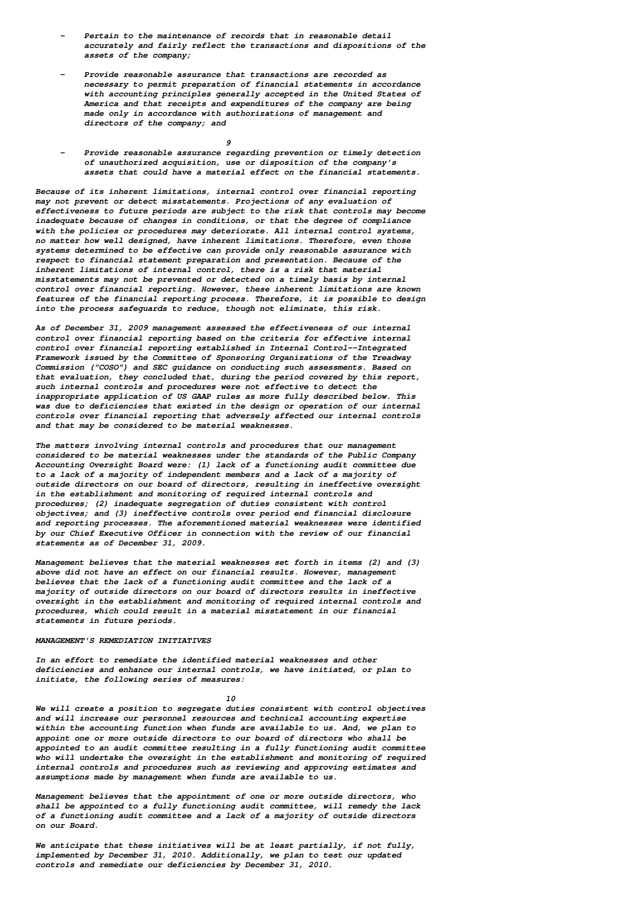- Pertain to the maintenance of records that in reasonable detail accurately and fairly reflect the transactions and dispositions of the assets of the company;

- Provide reasonable assurance that transactions are recorded as necessary to permit preparation of financial statements in accordance with accounting principles generally accepted in the United States of America and that receipts and expenditures of the company are being made only in accordance with authorizations of management and directors of the company; and

- Provide reasonable assurance regarding prevention or timely detection of unauthorized acquisition, use or disposition of the company's assets that could have a material effect on the financial statements.

Because of its inherent limitations, internal control over financial reporting may not prevent or detect misstatements. Projections of any evaluation of effectiveness to future periods are subject to the risk that controls may become inadequate because of changes in conditions, or that the degree of compliance with the policies or procedures may deteriorate. All internal control systems, no matter how well designed, have inherent limitations. Therefore, even those systems determined to be effective can provide only reasonable assurance with respect to financial statement preparation and presentation. Because of the inherent limitations of internal control, there is a risk that material misstatements may not be prevented or detected on a timely basis by internal control over financial reporting. However, these inherent limitations are known features of the financial reporting process. Therefore, it is possible to design into the process safeguards to reduce, though not eliminate, this risk.

As of December 31, 2009 management assessed the effectiveness of our internal control over financial reporting based on the criteria for effective internal control over financial reporting established in Internal Control--Integrated Framework issued by the Committee of Sponsoring Organizations of the Treadway Commission ("COSO") and SEC guidance on conducting such assessments. Based on that evaluation, they concluded that, during the period covered by this report, such internal controls and procedures were not effective to detect the inappropriate application of US GAAP rules as more fully described below. This was due to deficiencies that existed in the design or operation of our internal controls over financial reporting that adversely affected our internal controls and that may be considered to be material weaknesses.

The matters involving internal controls and procedures that our management considered to be material weaknesses under the standards of the Public Company Accounting Oversight Board were: (1) lack of a functioning audit committee due to a lack of a majority of independent members and a lack of a majority of outside directors on our board of directors, resulting in ineffective oversight in the establishment and monitoring of required internal controls and procedures; (2) inadequate segregation of duties consistent with control objectives; and (3) ineffective controls over period end financial disclosure and reporting processes. The aforementioned material weaknesses were identified by our Chief Executive Officer in connection with the review of our financial statements as of December 31, 2009.

Management believes that the material weaknesses set forth in items (2) and (3) above did not have an effect on our financial results. However, management believes that the lack of a functioning audit committee and the lack of a majority of outside directors on our board of directors results in ineffective oversight in the establishment and monitoring of required internal controls and procedures, which could result in a material misstatement in our financial statements in future periods.

MANAGEMENT'S REMEDIATION INITIATIVES

In an effort to remediate the identified material weaknesses and other deficiencies and enhance our internal controls, we have initiated, or plan to initiate, the following series of measures:

We will create a position to segregate duties consistent with control objectives and will increase our personnel resources and technical accounting expertise within the accounting function when funds are available to us. And, we plan to appoint one or more outside directors to our board of directors who shall be appointed to an audit committee resulting in a fully functioning audit committee who will undertake the oversight in the establishment and monitoring of required internal controls and procedures such as reviewing and approving estimates and assumptions made by management when funds are available to us.

Management believes that the appointment of one or more outside directors, who shall be appointed to a fully functioning audit committee, will remedy the lack of a functioning audit committee and a lack of a majority of outside directors on our Board.

We anticipate that these initiatives will be at least partially, if not fully, implemented by December 31, 2010. Additionally, we plan to test our updated controls and remediate our deficiencies by December 31, 2010.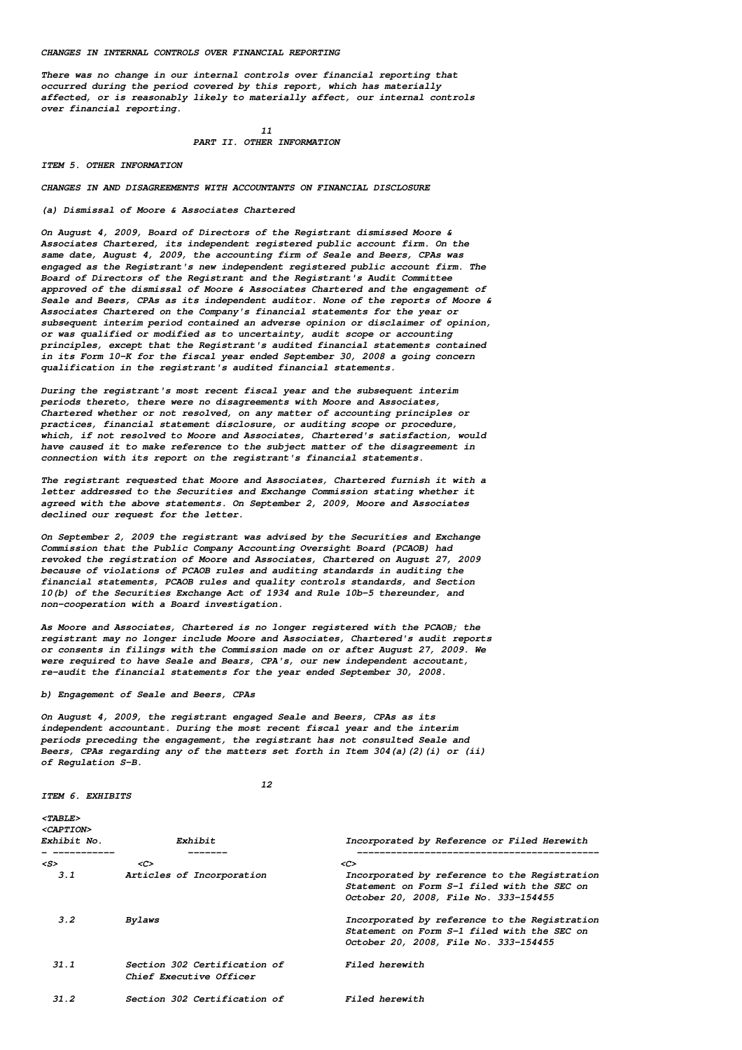### CHANGES IN INTERNAL CONTROLS OVER FINANCIAL REPORTING

There was no change in our internal controls over financial reporting that occurred during the period covered by this report, which has materially affected, or is reasonably likely to materially affect, our internal controls over financial reporting.

## PART II. OTHER INFORMATION

### ITEM 5. OTHER INFORMATION

### CHANGES IN AND DISAGREEMENTS WITH ACCOUNTANTS ON FINANCIAL DISCLOSURE

(a) Dismissal of Moore & Associates Chartered

On August 4, 2009, Board of Directors of the Registrant dismissed Moore & Associates Chartered, its independent registered public account firm. On the same date, August 4, 2009, the accounting firm of Seale and Beers, CPAs was engaged as the Registrant's new independent registered public account firm. The Board of Directors of the Registrant and the Registrant's Audit Committee approved of the dismissal of Moore & Associates Chartered and the engagement of Seale and Beers, CPAs as its independent auditor. None of the reports of Moore & Associates Chartered on the Company's financial statements for the year or subsequent interim period contained an adverse opinion or disclaimer of opinion, or was qualified or modified as to uncertainty, audit scope or accounting principles, except that the Registrant's audited financial statements contained in its Form 10-K for the fiscal year ended September 30, 2008 a going concern qualification in the registrant's audited financial statements.

During the registrant's most recent fiscal year and the subsequent interim periods thereto, there were no disagreements with Moore and Associates, Chartered whether or not resolved, on any matter of accounting principles or practices, financial statement disclosure, or auditing scope or procedure, which, if not resolved to Moore and Associates, Chartered's satisfaction, would have caused it to make reference to the subject matter of the disagreement in connection with its report on the registrant's financial statements.

The registrant requested that Moore and Associates, Chartered furnish it with a letter addressed to the Securities and Exchange Commission stating whether it agreed with the above statements. On September 2, 2009, Moore and Associates declined our request for the letter.

On September 2, 2009 the registrant was advised by the Securities and Exchange Commission that the Public Company Accounting Oversight Board (PCAOB) had revoked the registration of Moore and Associates, Chartered on August 27, 2009 because of violations of PCAOB rules and auditing standards in auditing the financial statements, PCAOB rules and quality controls standards, and Section 10(b) of the Securities Exchange Act of 1934 and Rule 10b-5 thereunder, and non-cooperation with a Board investigation.

As Moore and Associates, Chartered is no longer registered with the PCAOB; the registrant may no longer include Moore and Associates, Chartered's audit reports or consents in filings with the Commission made on or after August 27, 2009. We were required to have Seale and Bears, CPA's, our new independent accoutant, re-audit the financial statements for the year ended September 30, 2008.

b) Engagement of Seale and Beers, CPAs

On August 4, 2009, the registrant engaged Seale and Beers, CPAs as its independent accountant. During the most recent fiscal year and the interim periods preceding the engagement, the registrant has not consulted Seale and Beers, CPAs regarding any of the matters set forth in Item 304(a)(2)(i) or (ii) of Regulation S-B.

### ITEM 6. EXHIBITS

| Exhibit No. | Exhibit | Incorporated by Reference or Filed Herewith |
|---|---|---|
| 3.1 | Articles of Incorporation | Incorporated by reference to the Registration Statement on Form S-1 filed with the SEC on October 20, 2008, File No. 333-154455 |
| 3.2 | Bylaws | Incorporated by reference to the Registration Statement on Form S-1 filed with the SEC on October 20, 2008, File No. 333-154455 |
| 31.1 | Section 302 Certification of Chief Executive Officer | Filed herewith |
| 31.2 | Section 302 Certification of | Filed herewith |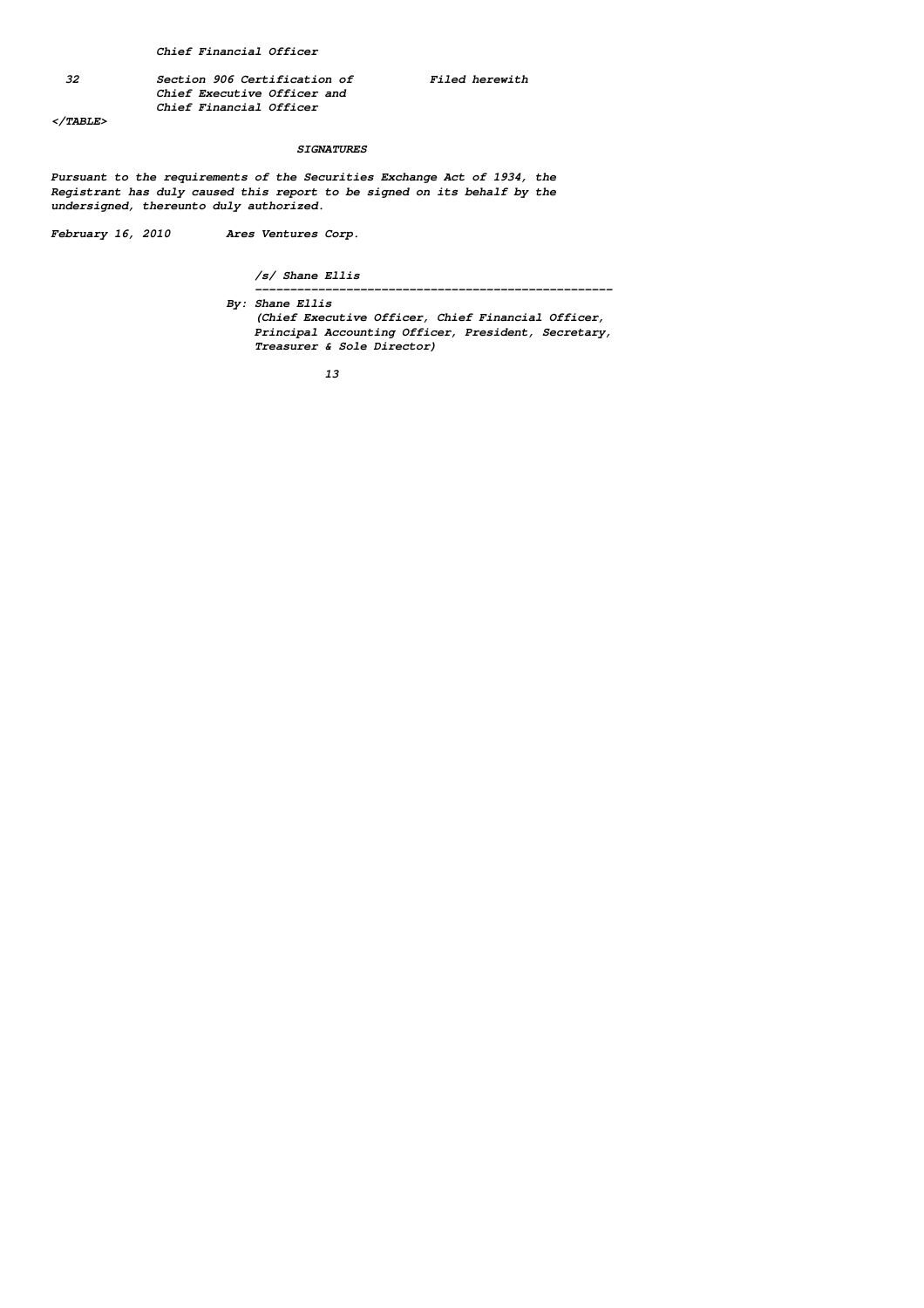| | Chief Financial Officer | |
|---|---|---|
| 32 | Section 906 Certification of Chief Executive Officer and Chief Financial Officer | Filed herewith |

## SIGNATURES

Pursuant to the requirements of the Securities Exchange Act of 1934, the Registrant has duly caused this report to be signed on its behalf by the undersigned, thereunto duly authorized.

February 16, 2010 Ares Ventures Corp.

/s/ Shane Ellis

---

By: Shane Ellis
(Chief Executive Officer, Chief Financial Officer, Principal Accounting Officer, President, Secretary, Treasurer & Sole Director)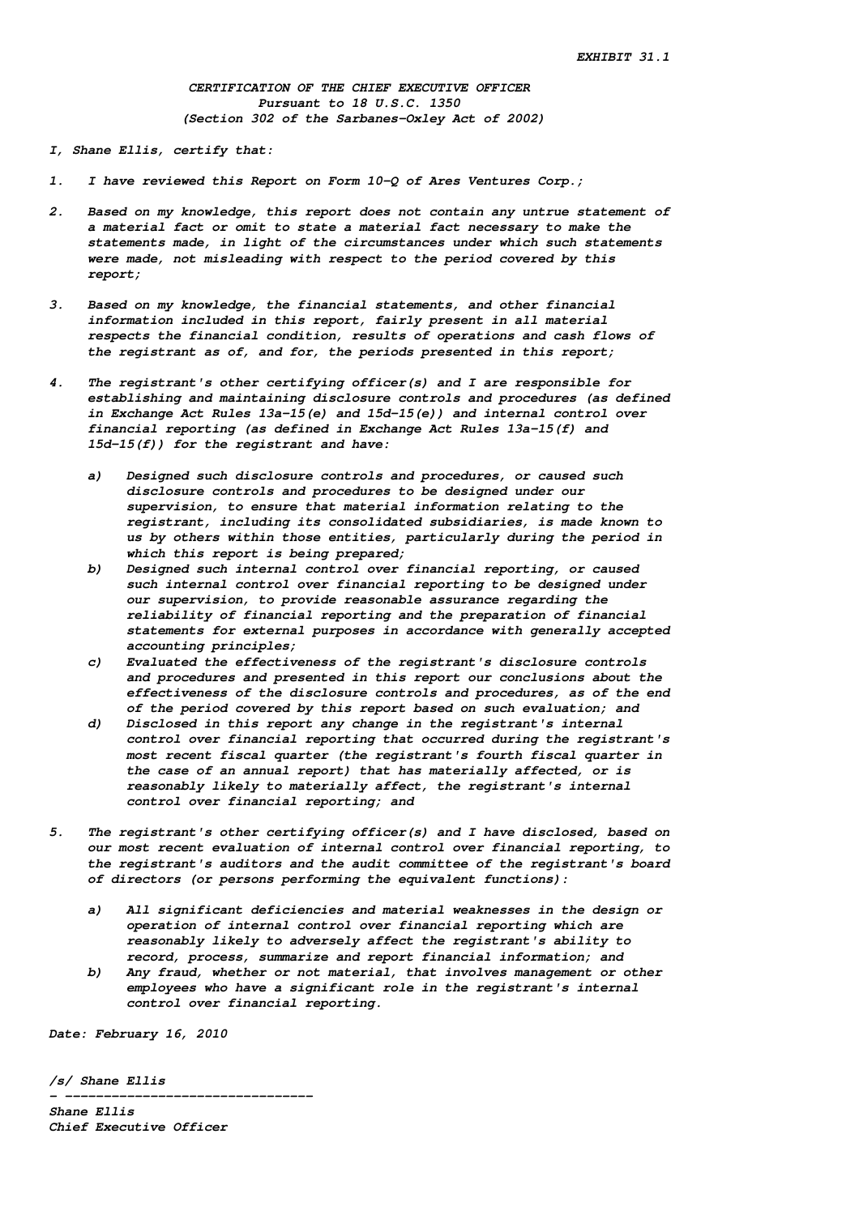EXHIBIT 31.1

**CERTIFICATION OF THE CHIEF EXECUTIVE OFFICER**
**Pursuant to 18 U.S.C. 1350**
**(Section 302 of the Sarbanes-Oxley Act of 2002)**

I, Shane Ellis, certify that:

1. I have reviewed this Report on Form 10-Q of Ares Ventures Corp.;

2. Based on my knowledge, this report does not contain any untrue statement of a material fact or omit to state a material fact necessary to make the statements made, in light of the circumstances under which such statements were made, not misleading with respect to the period covered by this report;

3. Based on my knowledge, the financial statements, and other financial information included in this report, fairly present in all material respects the financial condition, results of operations and cash flows of the registrant as of, and for, the periods presented in this report;

4. The registrant's other certifying officer(s) and I are responsible for establishing and maintaining disclosure controls and procedures (as defined in Exchange Act Rules 13a-15(e) and 15d-15(e)) and internal control over financial reporting (as defined in Exchange Act Rules 13a-15(f) and 15d-15(f)) for the registrant and have:

   a) Designed such disclosure controls and procedures, or caused such disclosure controls and procedures to be designed under our supervision, to ensure that material information relating to the registrant, including its consolidated subsidiaries, is made known to us by others within those entities, particularly during the period in which this report is being prepared;
   b) Designed such internal control over financial reporting, or caused such internal control over financial reporting to be designed under our supervision, to provide reasonable assurance regarding the reliability of financial reporting and the preparation of financial statements for external purposes in accordance with generally accepted accounting principles;
   c) Evaluated the effectiveness of the registrant's disclosure controls and procedures and presented in this report our conclusions about the effectiveness of the disclosure controls and procedures, as of the end of the period covered by this report based on such evaluation; and
   d) Disclosed in this report any change in the registrant's internal control over financial reporting that occurred during the registrant's most recent fiscal quarter (the registrant's fourth fiscal quarter in the case of an annual report) that has materially affected, or is reasonably likely to materially affect, the registrant's internal control over financial reporting; and

5. The registrant's other certifying officer(s) and I have disclosed, based on our most recent evaluation of internal control over financial reporting, to the registrant's auditors and the audit committee of the registrant's board of directors (or persons performing the equivalent functions):

   a) All significant deficiencies and material weaknesses in the design or operation of internal control over financial reporting which are reasonably likely to adversely affect the registrant's ability to record, process, summarize and report financial information; and
   b) Any fraud, whether or not material, that involves management or other employees who have a significant role in the registrant's internal control over financial reporting.

Date: February 16, 2010

/s/ Shane Ellis
- --------------------------------
Shane Ellis
Chief Executive Officer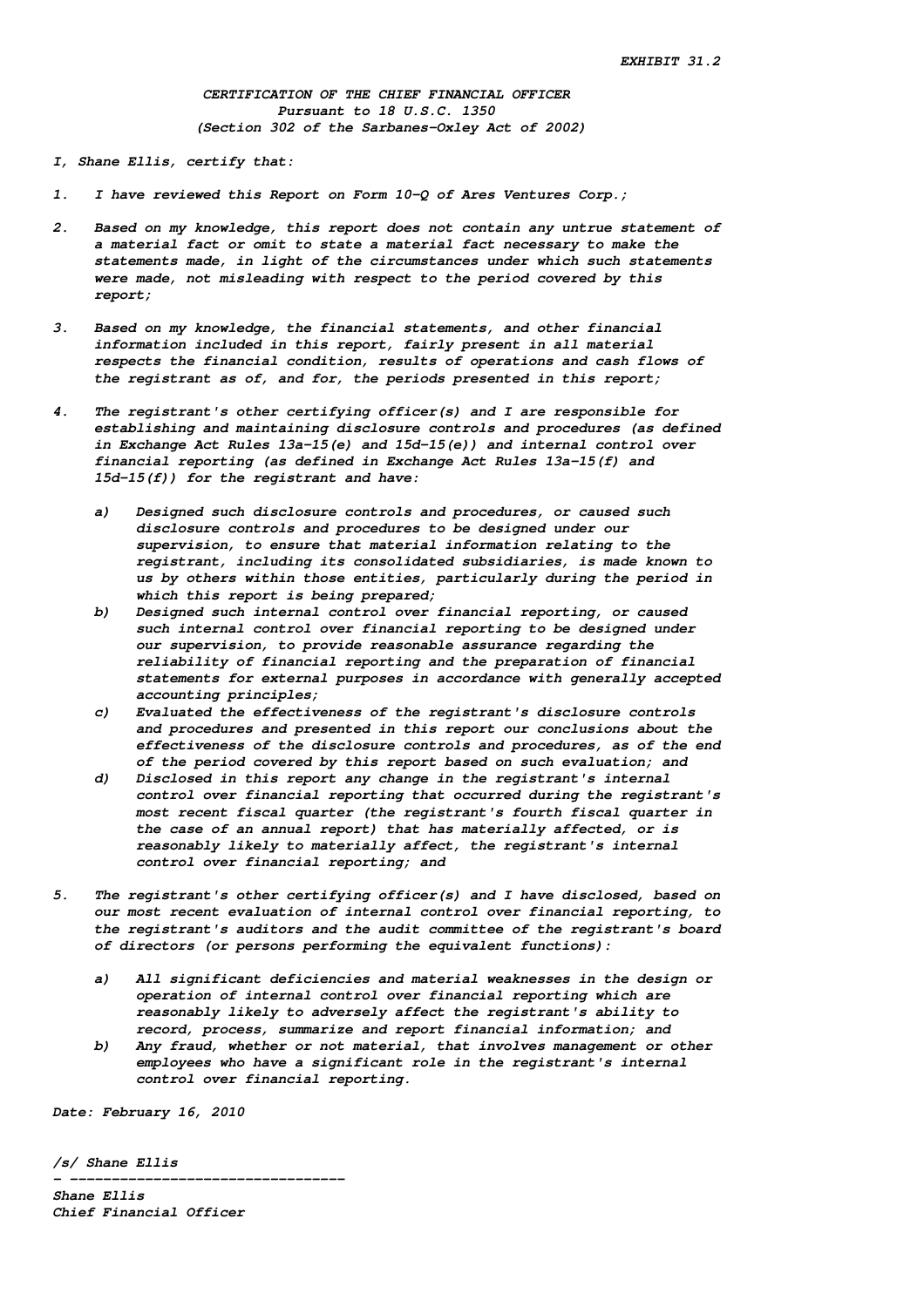EXHIBIT 31.2

**CERTIFICATION OF THE CHIEF FINANCIAL OFFICER**
**Pursuant to 18 U.S.C. 1350**
**(Section 302 of the Sarbanes-Oxley Act of 2002)**

I, Shane Ellis, certify that:

1. I have reviewed this Report on Form 10-Q of Ares Ventures Corp.;

2. Based on my knowledge, this report does not contain any untrue statement of a material fact or omit to state a material fact necessary to make the statements made, in light of the circumstances under which such statements were made, not misleading with respect to the period covered by this report;

3. Based on my knowledge, the financial statements, and other financial information included in this report, fairly present in all material respects the financial condition, results of operations and cash flows of the registrant as of, and for, the periods presented in this report;

4. The registrant's other certifying officer(s) and I are responsible for establishing and maintaining disclosure controls and procedures (as defined in Exchange Act Rules 13a-15(e) and 15d-15(e)) and internal control over financial reporting (as defined in Exchange Act Rules 13a-15(f) and 15d-15(f)) for the registrant and have:

   a) Designed such disclosure controls and procedures, or caused such disclosure controls and procedures to be designed under our supervision, to ensure that material information relating to the registrant, including its consolidated subsidiaries, is made known to us by others within those entities, particularly during the period in which this report is being prepared;
   b) Designed such internal control over financial reporting, or caused such internal control over financial reporting to be designed under our supervision, to provide reasonable assurance regarding the reliability of financial reporting and the preparation of financial statements for external purposes in accordance with generally accepted accounting principles;
   c) Evaluated the effectiveness of the registrant's disclosure controls and procedures and presented in this report our conclusions about the effectiveness of the disclosure controls and procedures, as of the end of the period covered by this report based on such evaluation; and
   d) Disclosed in this report any change in the registrant's internal control over financial reporting that occurred during the registrant's most recent fiscal quarter (the registrant's fourth fiscal quarter in the case of an annual report) that has materially affected, or is reasonably likely to materially affect, the registrant's internal control over financial reporting; and

5. The registrant's other certifying officer(s) and I have disclosed, based on our most recent evaluation of internal control over financial reporting, to the registrant's auditors and the audit committee of the registrant's board of directors (or persons performing the equivalent functions):

   a) All significant deficiencies and material weaknesses in the design or operation of internal control over financial reporting which are reasonably likely to adversely affect the registrant's ability to record, process, summarize and report financial information; and
   b) Any fraud, whether or not material, that involves management or other employees who have a significant role in the registrant's internal control over financial reporting.

Date: February 16, 2010

/s/ Shane Ellis
\- ---------------------------------
Shane Ellis
Chief Financial Officer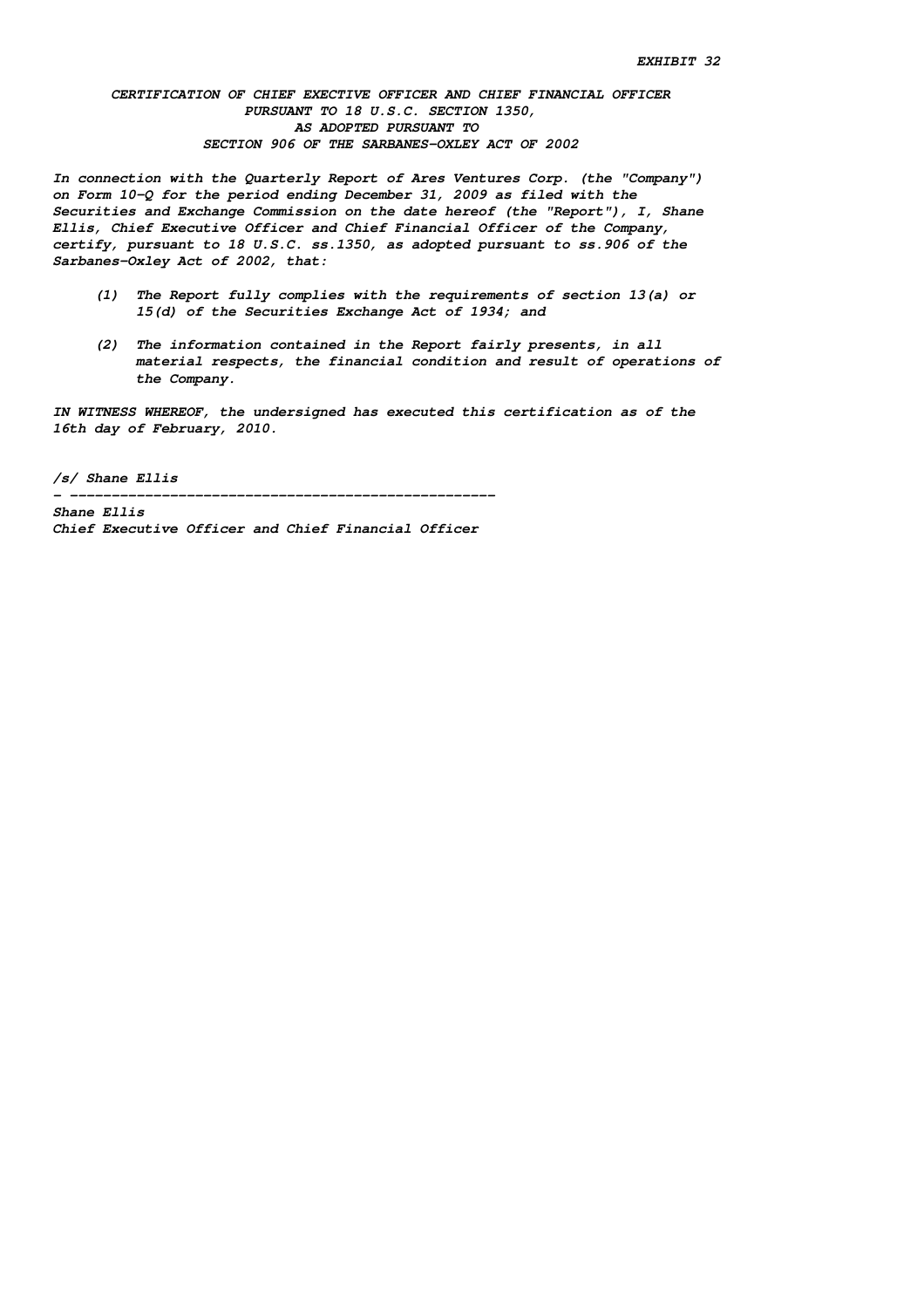EXHIBIT 32

**CERTIFICATION OF CHIEF EXECUTIVE OFFICER AND CHIEF FINANCIAL OFFICER PURSUANT TO 18 U.S.C. SECTION 1350, AS ADOPTED PURSUANT TO SECTION 906 OF THE SARBANES-OXLEY ACT OF 2002**

In connection with the Quarterly Report of Ares Ventures Corp. (the "Company") on Form 10-Q for the period ending December 31, 2009 as filed with the Securities and Exchange Commission on the date hereof (the "Report"), I, Shane Ellis, Chief Executive Officer and Chief Financial Officer of the Company, certify, pursuant to 18 U.S.C. ss.1350, as adopted pursuant to ss.906 of the Sarbanes-Oxley Act of 2002, that:

(1) The Report fully complies with the requirements of section 13(a) or 15(d) of the Securities Exchange Act of 1934; and

(2) The information contained in the Report fairly presents, in all material respects, the financial condition and result of operations of the Company.

IN WITNESS WHEREOF, the undersigned has executed this certification as of the 16th day of February, 2010.

/s/ Shane Ellis

---

Shane Ellis
Chief Executive Officer and Chief Financial Officer